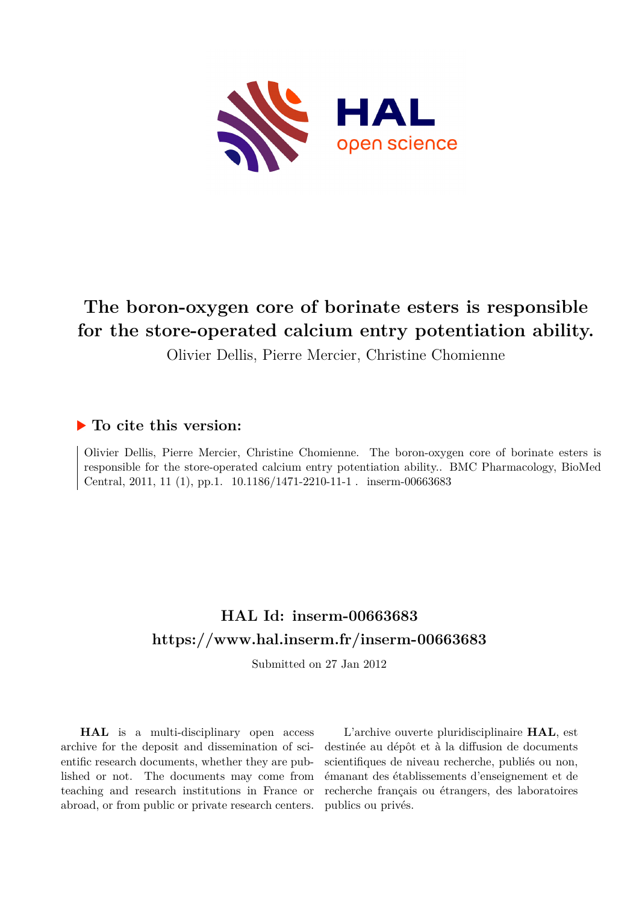# The boron-oxygen core of borinate esters is responsible for the store-operated calcium entry potentiation ability.

Olivier Dellis, Pierre Mercier, Christine Chomienne

## ▶ To cite this version:

Olivier Dellis, Pierre Mercier, Christine Chomienne. The boron-oxygen core of borinate esters is responsible for the store-operated calcium entry potentiation ability.. BMC Pharmacology, BioMed Central, 2011, 11 (1), pp.1. 10.1186/1471-2210-11-1 . inserm-00663683

## HAL Id: inserm-00663683
## https://www.hal.inserm.fr/inserm-00663683

Submitted on 27 Jan 2012

**HAL** is a multi-disciplinary open access archive for the deposit and dissemination of scientific research documents, whether they are published or not. The documents may come from teaching and research institutions in France or abroad, or from public or private research centers.

L'archive ouverte pluridisciplinaire **HAL**, est destinée au dépôt et à la diffusion de documents scientifiques de niveau recherche, publiés ou non, émanant des établissements d'enseignement et de recherche français ou étrangers, des laboratoires publics ou privés.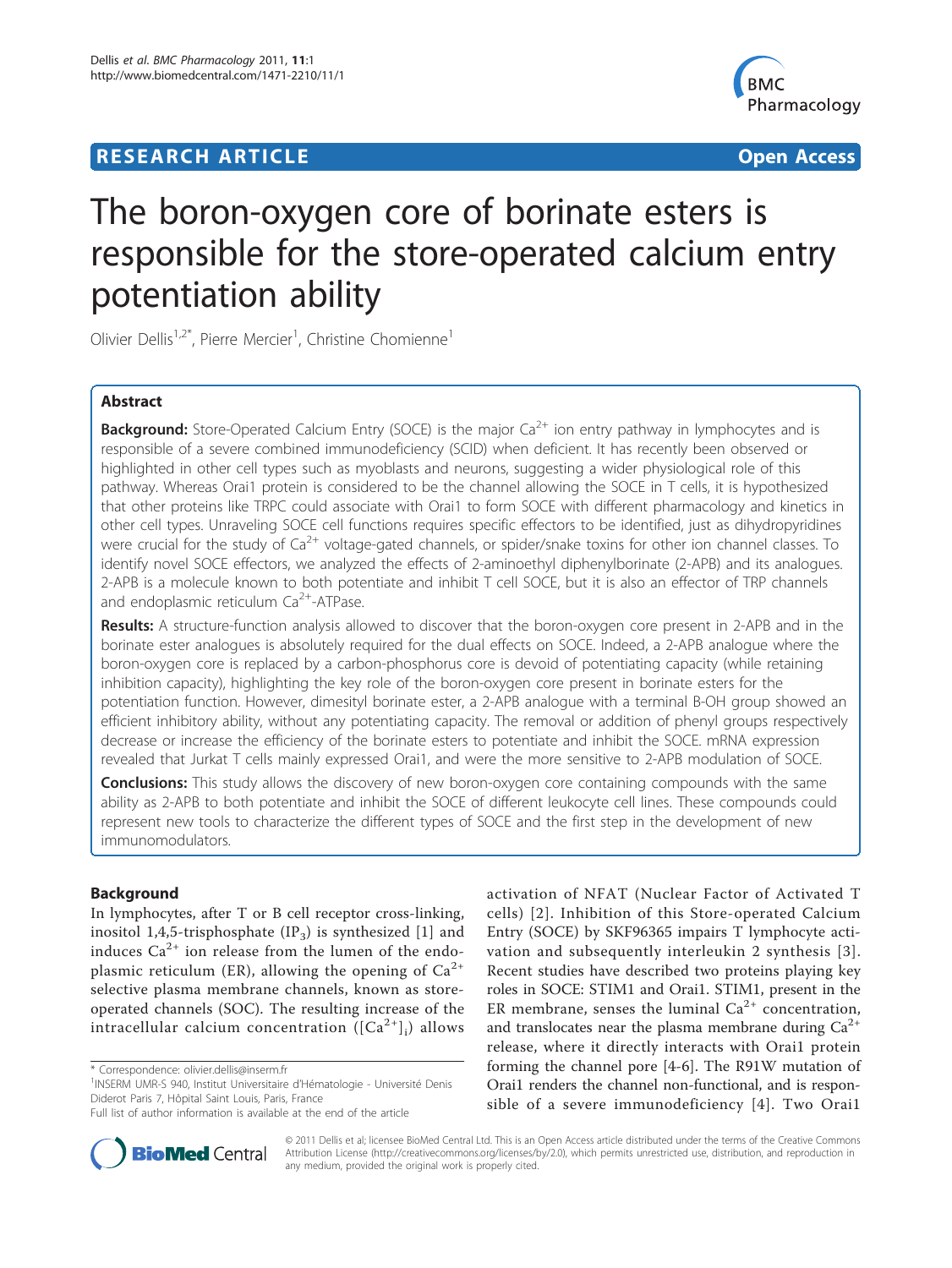# The boron-oxygen core of borinate esters is responsible for the store-operated calcium entry potentiation ability

Olivier Dellis[1,2*], Pierre Mercier[1], Christine Chomienne[1]

## Abstract

**Background:** Store-Operated Calcium Entry (SOCE) is the major $Ca^{2+}$ ion entry pathway in lymphocytes and is responsible of a severe combined immunodeficiency (SCID) when deficient. It has recently been observed or highlighted in other cell types such as myoblasts and neurons, suggesting a wider physiological role of this pathway. Whereas Orai1 protein is considered to be the channel allowing the SOCE in T cells, it is hypothesized that other proteins like TRPC could associate with Orai1 to form SOCE with different pharmacology and kinetics in other cell types. Unraveling SOCE cell functions requires specific effectors to be identified, just as dihydropyridines were crucial for the study of $Ca^{2+}$ voltage-gated channels, or spider/snake toxins for other ion channel classes. To identify novel SOCE effectors, we analyzed the effects of 2-aminoethyl diphenylborinate (2-APB) and its analogues. 2-APB is a molecule known to both potentiate and inhibit T cell SOCE, but it is also an effector of TRP channels and endoplasmic reticulum $Ca^{2+}$-ATPase.

**Results:** A structure-function analysis allowed to discover that the boron-oxygen core present in 2-APB and in the borinate ester analogues is absolutely required for the dual effects on SOCE. Indeed, a 2-APB analogue where the boron-oxygen core is replaced by a carbon-phosphorus core is devoid of potentiating capacity (while retaining inhibition capacity), highlighting the key role of the boron-oxygen core present in borinate esters for the potentiation function. However, dimesityl borinate ester, a 2-APB analogue with a terminal B-OH group showed an efficient inhibitory ability, without any potentiating capacity. The removal or addition of phenyl groups respectively decrease or increase the efficiency of the borinate esters to potentiate and inhibit the SOCE. mRNA expression revealed that Jurkat T cells mainly expressed Orai1, and were the more sensitive to 2-APB modulation of SOCE.

**Conclusions:** This study allows the discovery of new boron-oxygen core containing compounds with the same ability as 2-APB to both potentiate and inhibit the SOCE of different leukocyte cell lines. These compounds could represent new tools to characterize the different types of SOCE and the first step in the development of new immunomodulators.

## Background

In lymphocytes, after T or B cell receptor cross-linking, inositol 1,4,5-trisphosphate ($IP_3$) is synthesized [1] and induces $Ca^{2+}$ ion release from the lumen of the endoplasmic reticulum (ER), allowing the opening of $Ca^{2+}$ selective plasma membrane channels, known as store-operated channels (SOC). The resulting increase of the intracellular calcium concentration ($[Ca^{2+}]_i$) allows activation of NFAT (Nuclear Factor of Activated T cells) [2]. Inhibition of this Store-operated Calcium Entry (SOCE) by SKF96365 impairs T lymphocyte activation and subsequently interleukin 2 synthesis [3]. Recent studies have described two proteins playing key roles in SOCE: STIM1 and Orai1. STIM1, present in the ER membrane, senses the luminal $Ca^{2+}$ concentration, and translocates near the plasma membrane during $Ca^{2+}$ release, where it directly interacts with Orai1 protein forming the channel pore [4-6]. The R91W mutation of Orai1 renders the channel non-functional, and is responsible of a severe immunodeficiency [4]. Two Orai1

\* Correspondence: olivier.dellis@inserm.fr
[1]INSERM UMR-S 940, Institut Universitaire d'Hématologie - Université Denis Diderot Paris 7, Hôpital Saint Louis, Paris, France
Full list of author information is available at the end of the article

© 2011 Dellis et al; licensee BioMed Central Ltd. This is an Open Access article distributed under the terms of the Creative Commons Attribution License (http://creativecommons.org/licenses/by/2.0), which permits unrestricted use, distribution, and reproduction in any medium, provided the original work is properly cited.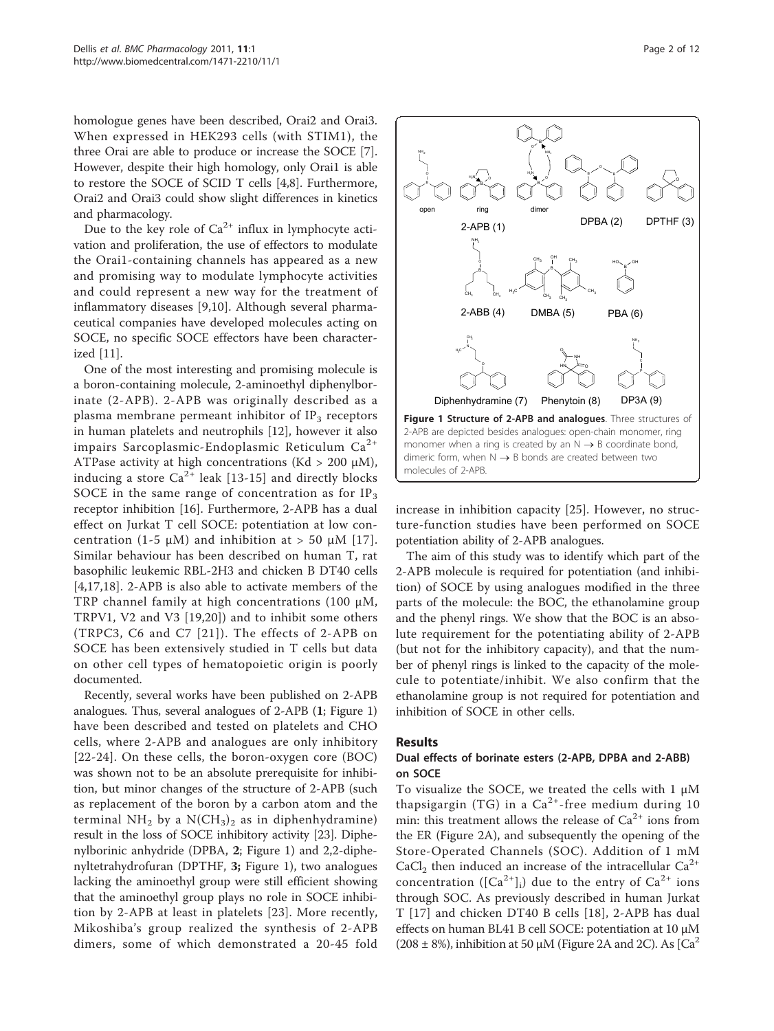homologue genes have been described, Orai2 and Orai3. When expressed in HEK293 cells (with STIM1), the three Orai are able to produce or increase the SOCE [7]. However, despite their high homology, only Orai1 is able to restore the SOCE of SCID T cells [4,8]. Furthermore, Orai2 and Orai3 could show slight differences in kinetics and pharmacology.

Due to the key role of $Ca^{2+}$ influx in lymphocyte activation and proliferation, the use of effectors to modulate the Orai1-containing channels has appeared as a new and promising way to modulate lymphocyte activities and could represent a new way for the treatment of inflammatory diseases [9,10]. Although several pharmaceutical companies have developed molecules acting on SOCE, no specific SOCE effectors have been characterized [11].

One of the most interesting and promising molecule is a boron-containing molecule, 2-aminoethyl diphenylborinate (2-APB). 2-APB was originally described as a plasma membrane permeant inhibitor of $IP_3$ receptors in human platelets and neutrophils [12], however it also impairs Sarcoplasmic-Endoplasmic Reticulum $Ca^{2+}$ ATPase activity at high concentrations (Kd > 200 μM), inducing a store $Ca^{2+}$ leak [13-15] and directly blocks SOCE in the same range of concentration as for $IP_3$ receptor inhibition [16]. Furthermore, 2-APB has a dual effect on Jurkat T cell SOCE: potentiation at low concentration (1-5 μM) and inhibition at > 50 μM [17]. Similar behaviour has been described on human T, rat basophilic leukemic RBL-2H3 and chicken B DT40 cells [4,17,18]. 2-APB is also able to activate members of the TRP channel family at high concentrations (100 μM, TRPV1, V2 and V3 [19,20]) and to inhibit some others (TRPC3, C6 and C7 [21]). The effects of 2-APB on SOCE has been extensively studied in T cells but data on other cell types of hematopoietic origin is poorly documented.

Recently, several works have been published on 2-APB analogues. Thus, several analogues of 2-APB (**1**; Figure 1) have been described and tested on platelets and CHO cells, where 2-APB and analogues are only inhibitory [22-24]. On these cells, the boron-oxygen core (BOC) was shown not to be an absolute prerequisite for inhibition, but minor changes of the structure of 2-APB (such as replacement of the boron by a carbon atom and the terminal $NH_2$ by a $N(CH_3)_2$ as in diphenhydramine) result in the loss of SOCE inhibitory activity [23]. Diphenylborinic anhydride (DPBA, **2**; Figure 1) and 2,2-diphenyltetrahydrofuran (DPTHF, **3**; Figure 1), two analogues lacking the aminoethyl group were still efficient showing that the aminoethyl group plays no role in SOCE inhibition by 2-APB at least in platelets [23]. More recently, Mikoshiba's group realized the synthesis of 2-APB dimers, some of which demonstrated a 20-45 fold increase in inhibition capacity [25]. However, no structure-function studies have been performed on SOCE potentiation ability of 2-APB analogues.

**Figure 1 Structure of 2-APB and analogues**. Three structures of 2-APB are depicted besides analogues: open-chain monomer, ring monomer when a ring is created by an N → B coordinate bond, dimeric form, when N → B bonds are created between two molecules of 2-APB.

The aim of this study was to identify which part of the 2-APB molecule is required for potentiation (and inhibition) of SOCE by using analogues modified in the three parts of the molecule: the BOC, the ethanolamine group and the phenyl rings. We show that the BOC is an absolute requirement for the potentiating ability of 2-APB (but not for the inhibitory capacity), and that the number of phenyl rings is linked to the capacity of the molecule to potentiate/inhibit. We also confirm that the ethanolamine group is not required for potentiation and inhibition of SOCE in other cells.

## Results

### Dual effects of borinate esters (2-APB, DPBA and 2-ABB) on SOCE

To visualize the SOCE, we treated the cells with 1 μM thapsigargin (TG) in a $Ca^{2+}$-free medium during 10 min: this treatment allows the release of $Ca^{2+}$ ions from the ER (Figure 2A), and subsequently the opening of the Store-Operated Channels (SOC). Addition of 1 mM $CaCl_2$ then induced an increase of the intracellular $Ca^{2+}$ concentration ($[Ca^{2+}]_i$) due to the entry of $Ca^{2+}$ ions through SOC. As previously described in human Jurkat T [17] and chicken DT40 B cells [18], 2-APB has dual effects on human BL41 B cell SOCE: potentiation at 10 μM (208 ± 8%), inhibition at 50 μM (Figure 2A and 2C). As [Ca[2]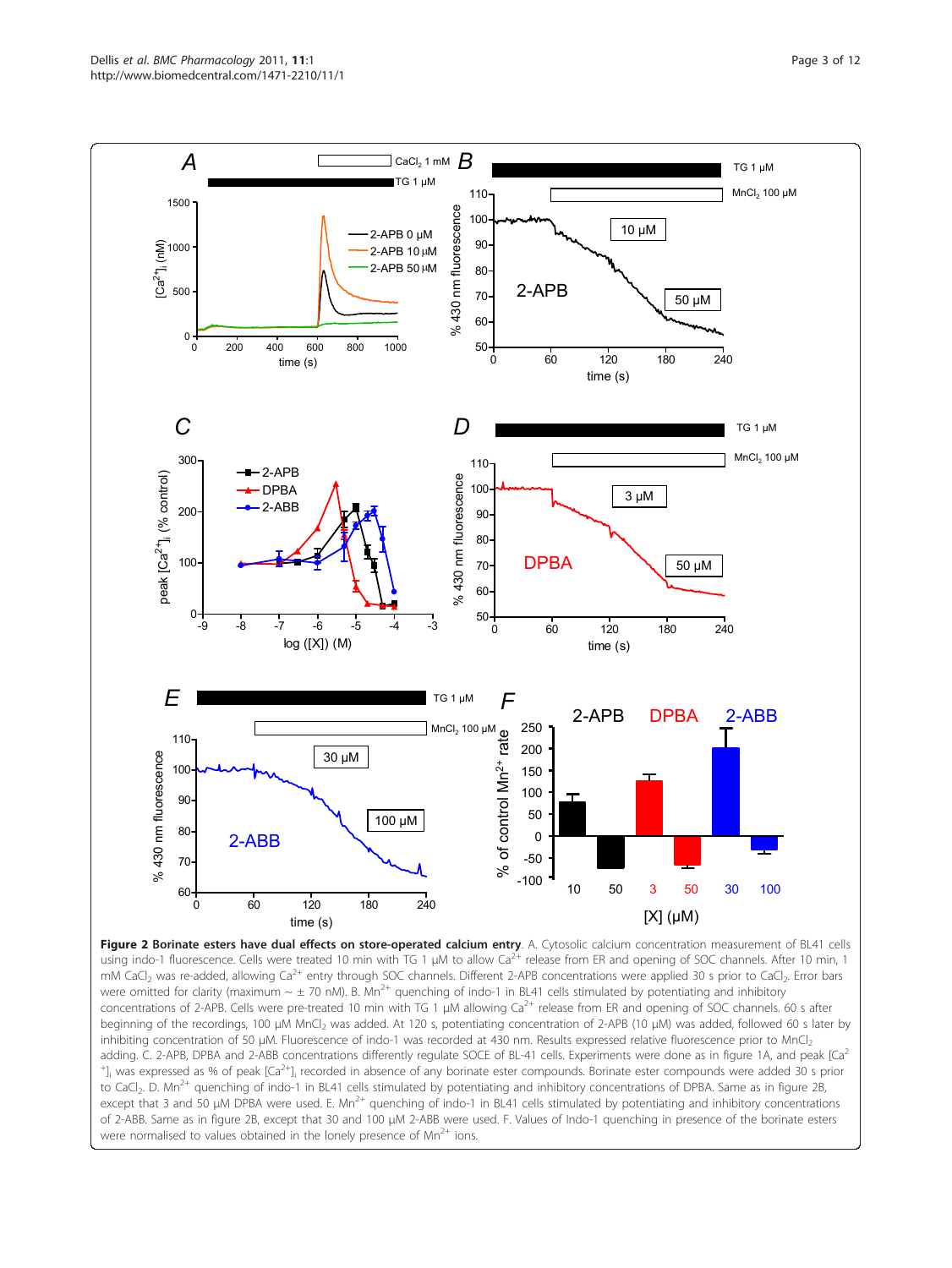**Figure 2 Borinate esters have dual effects on store-operated calcium entry**. A. Cytosolic calcium concentration measurement of BL41 cells using indo-1 fluorescence. Cells were treated 10 min with TG 1 μM to allow $Ca^{2+}$ release from ER and opening of SOC channels. After 10 min, 1 mM $CaCl_2$ was re-added, allowing $Ca^{2+}$ entry through SOC channels. Different 2-APB concentrations were applied 30 s prior to $CaCl_2$. Error bars were omitted for clarity (maximum ~ ± 70 nM). B. $Mn^{2+}$ quenching of indo-1 in BL41 cells stimulated by potentiating and inhibitory concentrations of 2-APB. Cells were pre-treated 10 min with TG 1 μM allowing $Ca^{2+}$ release from ER and opening of SOC channels. 60 s after beginning of the recordings, 100 μM $MnCl_2$ was added. At 120 s, potentiating concentration of 2-APB (10 μM) was added, followed 60 s later by inhibiting concentration of 50 μM. Fluorescence of indo-1 was recorded at 430 nm. Results expressed relative fluorescence prior to $MnCl_2$ adding. C. 2-APB, DPBA and 2-ABB concentrations differently regulate SOCE of BL-41 cells. Experiments were done as in figure 1A, and peak $[Ca^{2+}]_i$ was expressed as % of peak $[Ca^{2+}]_i$ recorded in absence of any borinate ester compounds. Borinate ester compounds were added 30 s prior to $CaCl_2$. D. $Mn^{2+}$ quenching of indo-1 in BL41 cells stimulated by potentiating and inhibitory concentrations of DPBA. Same as in figure 2B, except that 3 and 50 μM DPBA were used. E. $Mn^{2+}$ quenching of indo-1 in BL41 cells stimulated by potentiating and inhibitory concentrations of 2-ABB. Same as in figure 2B, except that 30 and 100 μM 2-ABB were used. F. Values of Indo-1 quenching in presence of the borinate esters were normalised to values obtained in the lonely presence of $Mn^{2+}$ ions.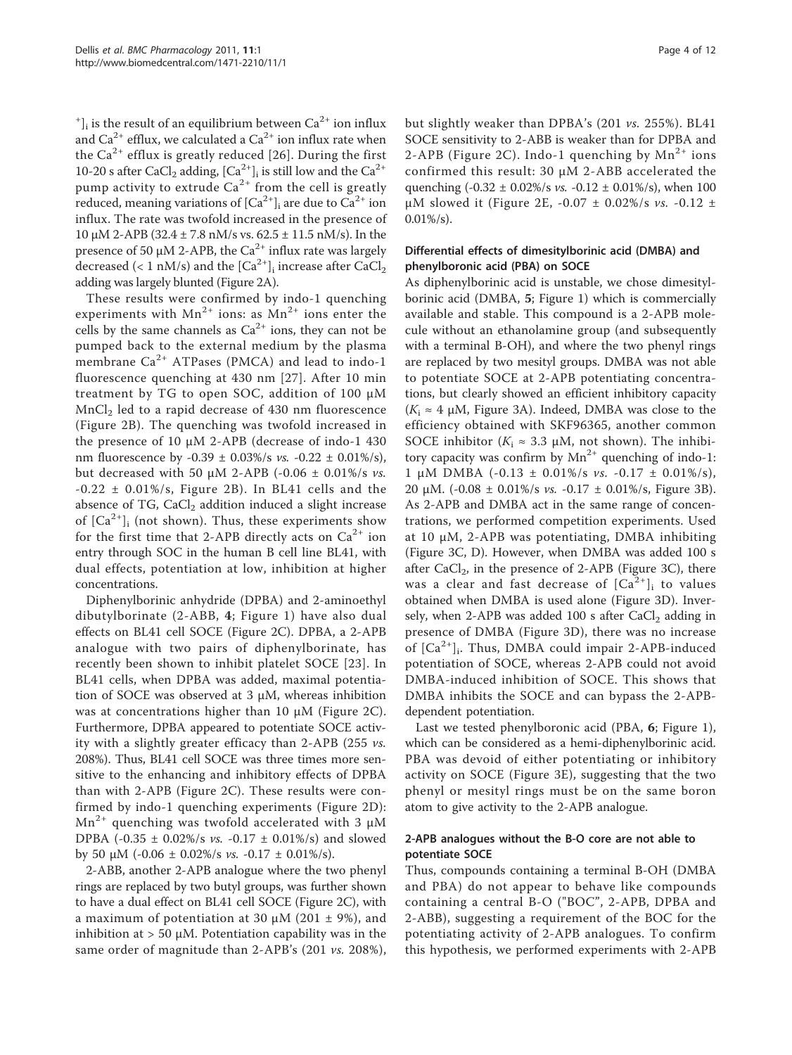$^{+}]_i$ is the result of an equilibrium between $Ca^{2+}$ ion influx and $Ca^{2+}$ efflux, we calculated a $Ca^{2+}$ ion influx rate when the $Ca^{2+}$ efflux is greatly reduced [26]. During the first 10-20 s after $CaCl_2$ adding, $[Ca^{2+}]_i$ is still low and the $Ca^{2+}$ pump activity to extrude $Ca^{2+}$ from the cell is greatly reduced, meaning variations of $[Ca^{2+}]_i$ are due to $Ca^{2+}$ ion influx. The rate was twofold increased in the presence of 10 μM 2-APB (32.4 ± 7.8 nM/s vs. 62.5 ± 11.5 nM/s). In the presence of 50 μM 2-APB, the $Ca^{2+}$ influx rate was largely decreased (< 1 nM/s) and the $[Ca^{2+}]_i$ increase after $CaCl_2$ adding was largely blunted (Figure 2A).

These results were confirmed by indo-1 quenching experiments with $Mn^{2+}$ ions: as $Mn^{2+}$ ions enter the cells by the same channels as $Ca^{2+}$ ions, they can not be pumped back to the external medium by the plasma membrane $Ca^{2+}$ ATPases (PMCA) and lead to indo-1 fluorescence quenching at 430 nm [27]. After 10 min treatment by TG to open SOC, addition of 100 μM $MnCl_2$ led to a rapid decrease of 430 nm fluorescence (Figure 2B). The quenching was twofold increased in the presence of 10 μM 2-APB (decrease of indo-1 430 nm fluorescence by -0.39 ± 0.03%/s *vs.* -0.22 ± 0.01%/s), but decreased with 50 μM 2-APB (-0.06 ± 0.01%/s *vs.* -0.22 ± 0.01%/s, Figure 2B). In BL41 cells and the absence of TG, $CaCl_2$ addition induced a slight increase of $[Ca^{2+}]_i$ (not shown). Thus, these experiments show for the first time that 2-APB directly acts on $Ca^{2+}$ ion entry through SOC in the human B cell line BL41, with dual effects, potentiation at low, inhibition at higher concentrations.

Diphenylborinic anhydride (DPBA) and 2-aminoethyl dibutylborinate (2-ABB, **4**; Figure 1) have also dual effects on BL41 cell SOCE (Figure 2C). DPBA, a 2-APB analogue with two pairs of diphenylborinate, has recently been shown to inhibit platelet SOCE [23]. In BL41 cells, when DPBA was added, maximal potentiation of SOCE was observed at 3 μM, whereas inhibition was at concentrations higher than 10 μM (Figure 2C). Furthermore, DPBA appeared to potentiate SOCE activity with a slightly greater efficacy than 2-APB (255 *vs.* 208%). Thus, BL41 cell SOCE was three times more sensitive to the enhancing and inhibitory effects of DPBA than with 2-APB (Figure 2C). These results were confirmed by indo-1 quenching experiments (Figure 2D): $Mn^{2+}$ quenching was twofold accelerated with 3 μM DPBA (-0.35 ± 0.02%/s *vs.* -0.17 ± 0.01%/s) and slowed by 50 μM (-0.06 ± 0.02%/s *vs.* -0.17 ± 0.01%/s).

2-ABB, another 2-APB analogue where the two phenyl rings are replaced by two butyl groups, was further shown to have a dual effect on BL41 cell SOCE (Figure 2C), with a maximum of potentiation at 30 μM (201 ± 9%), and inhibition at > 50 μM. Potentiation capability was in the same order of magnitude than 2-APB's (201 *vs.* 208%), but slightly weaker than DPBA's (201 *vs.* 255%). BL41 SOCE sensitivity to 2-ABB is weaker than for DPBA and 2-APB (Figure 2C). Indo-1 quenching by $Mn^{2+}$ ions confirmed this result: 30 μM 2-ABB accelerated the quenching (-0.32 ± 0.02%/s *vs.* -0.12 ± 0.01%/s), when 100 μM slowed it (Figure 2E, -0.07 ± 0.02%/s *vs.* -0.12 ± 0.01%/s).

### Differential effects of dimesitylborinic acid (DMBA) and phenylboronic acid (PBA) on SOCE

As diphenylborinic acid is unstable, we chose dimesitylborinic acid (DMBA, **5**; Figure 1) which is commercially available and stable. This compound is a 2-APB molecule without an ethanolamine group (and subsequently with a terminal B-OH), and where the two phenyl rings are replaced by two mesityl groups. DMBA was not able to potentiate SOCE at 2-APB potentiating concentrations, but clearly showed an efficient inhibitory capacity ($K_i \approx 4$ μM, Figure 3A). Indeed, DMBA was close to the efficiency obtained with SKF96365, another common SOCE inhibitor ($K_i \approx 3.3$ μM, not shown). The inhibitory capacity was confirm by $Mn^{2+}$ quenching of indo-1: 1 μM DMBA (-0.13 ± 0.01%/s *vs.* -0.17 ± 0.01%/s), 20 μM. (-0.08 ± 0.01%/s *vs.* -0.17 ± 0.01%/s, Figure 3B). As 2-APB and DMBA act in the same range of concentrations, we performed competition experiments. Used at 10 μM, 2-APB was potentiating, DMBA inhibiting (Figure 3C, D). However, when DMBA was added 100 s after $CaCl_2$, in the presence of 2-APB (Figure 3C), there was a clear and fast decrease of $[Ca^{2+}]_i$ to values obtained when DMBA is used alone (Figure 3D). Inversely, when 2-APB was added 100 s after $CaCl_2$ adding in presence of DMBA (Figure 3D), there was no increase of $[Ca^{2+}]_i$. Thus, DMBA could impair 2-APB-induced potentiation of SOCE, whereas 2-APB could not avoid DMBA-induced inhibition of SOCE. This shows that DMBA inhibits the SOCE and can bypass the 2-APB-dependent potentiation.

Last we tested phenylboronic acid (PBA, **6**; Figure 1), which can be considered as a hemi-diphenylborinic acid. PBA was devoid of either potentiating or inhibitory activity on SOCE (Figure 3E), suggesting that the two phenyl or mesityl rings must be on the same boron atom to give activity to the 2-APB analogue.

### 2-APB analogues without the B-O core are not able to potentiate SOCE

Thus, compounds containing a terminal B-OH (DMBA and PBA) do not appear to behave like compounds containing a central B-O ("BOC", 2-APB, DPBA and 2-ABB), suggesting a requirement of the BOC for the potentiating activity of 2-APB analogues. To confirm this hypothesis, we performed experiments with 2-APB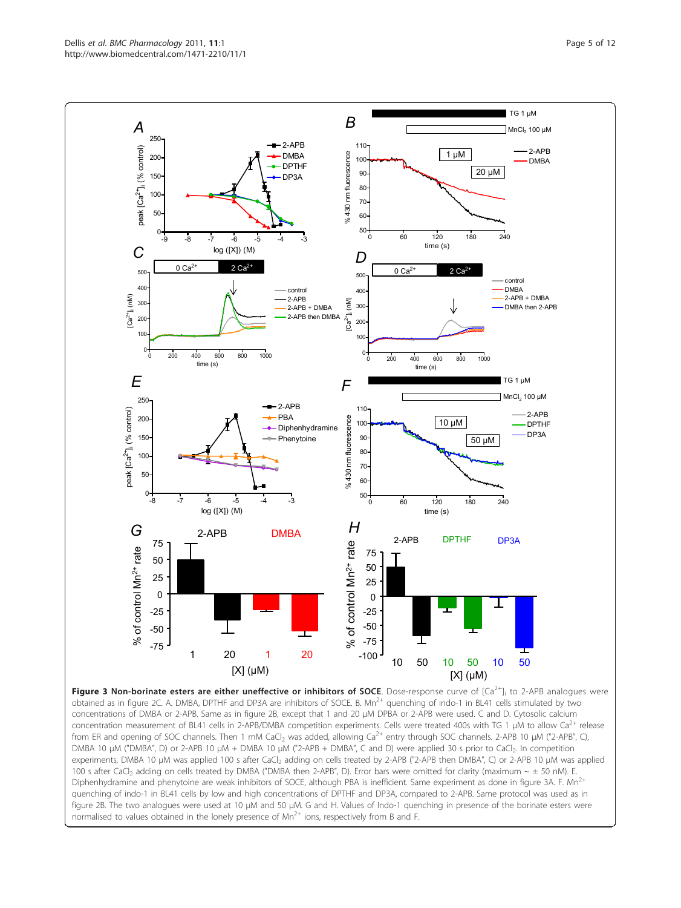**Figure 3 Non-borinate esters are either uneffective or inhibitors of SOCE**. Dose-response curve of $[Ca^{2+}]_i$ to 2-APB analogues were obtained as in figure 2C. A. DMBA, DPTHF and DP3A are inhibitors of SOCE. B. $Mn^{2+}$ quenching of indo-1 in BL41 cells stimulated by two concentrations of DMBA or 2-APB. Same as in figure 2B, except that 1 and 20 μM DPBA or 2-APB were used. C and D. Cytosolic calcium concentration measurement of BL41 cells in 2-APB/DMBA competition experiments. Cells were treated 400s with TG 1 μM to allow $Ca^{2+}$ release from ER and opening of SOC channels. Then 1 mM $CaCl_2$ was added, allowing $Ca^{2+}$ entry through SOC channels. 2-APB 10 μM ("2-APB", C), DMBA 10 μM ("DMBA", D) or 2-APB 10 μM + DMBA 10 μM ("2-APB + DMBA", C and D) were applied 30 s prior to $CaCl_2$. In competition experiments, DMBA 10 μM was applied 100 s after $CaCl_2$ adding on cells treated by 2-APB ("2-APB then DMBA", C) or 2-APB 10 μM was applied 100 s after $CaCl_2$ adding on cells treated by DMBA ("DMBA then 2-APB", D). Error bars were omitted for clarity (maximum ~ ± 50 nM). E. Diphenhydramine and phenytoine are weak inhibitors of SOCE, although PBA is inefficient. Same experiment as done in figure 3A. F. $Mn^{2+}$ quenching of indo-1 in BL41 cells by low and high concentrations of DPTHF and DP3A, compared to 2-APB. Same protocol was used as in figure 2B. The two analogues were used at 10 μM and 50 μM. G and H. Values of Indo-1 quenching in presence of the borinate esters were normalised to values obtained in the lonely presence of $Mn^{2+}$ ions, respectively from B and F.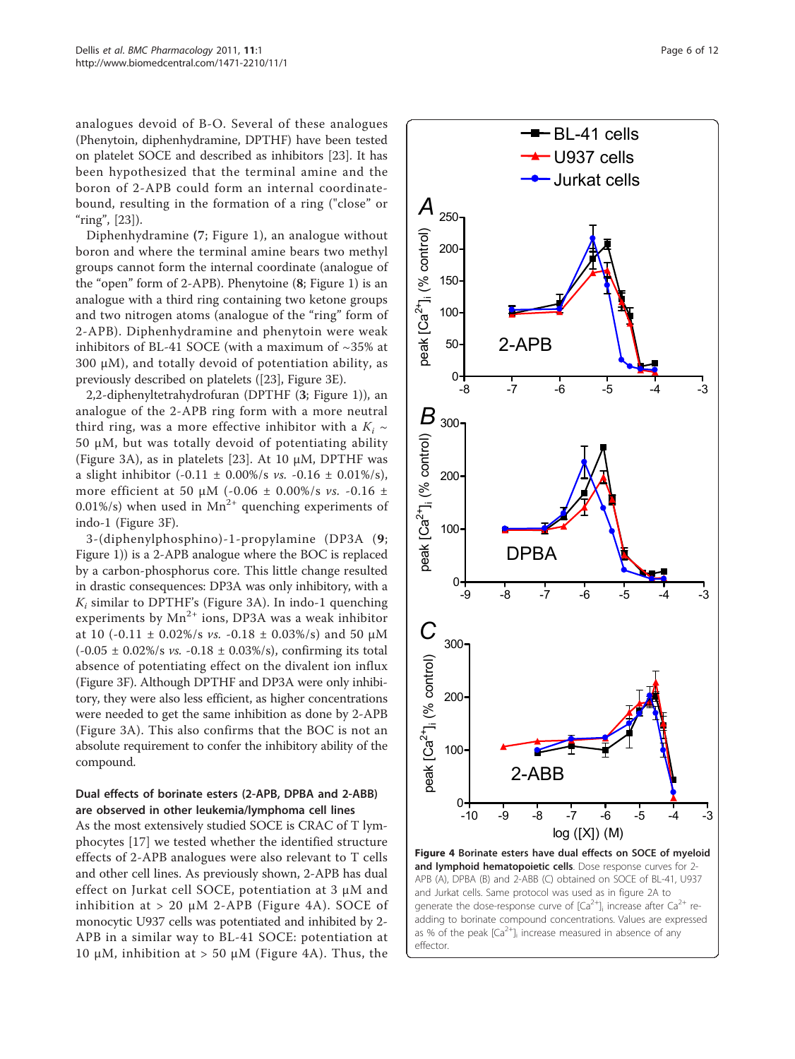analogues devoid of B-O. Several of these analogues (Phenytoin, diphenhydramine, DPTHF) have been tested on platelet SOCE and described as inhibitors [23]. It has been hypothesized that the terminal amine and the boron of 2-APB could form an internal coordinate-bound, resulting in the formation of a ring ("close" or "ring", [23]).

Diphenhydramine (**7**; Figure 1), an analogue without boron and where the terminal amine bears two methyl groups cannot form the internal coordinate (analogue of the "open" form of 2-APB). Phenytoine (**8**; Figure 1) is an analogue with a third ring containing two ketone groups and two nitrogen atoms (analogue of the "ring" form of 2-APB). Diphenhydramine and phenytoin were weak inhibitors of BL-41 SOCE (with a maximum of ~35% at 300 μM), and totally devoid of potentiation ability, as previously described on platelets ([23], Figure 3E).

2,2-diphenyltetrahydrofuran (DPTHF (**3**; Figure 1)), an analogue of the 2-APB ring form with a more neutral third ring, was a more effective inhibitor with a $K_i$ ~ 50 μM, but was totally devoid of potentiating ability (Figure 3A), as in platelets [23]. At 10 μM, DPTHF was a slight inhibitor (-0.11 ± 0.00%/s *vs.* -0.16 ± 0.01%/s), more efficient at 50 μM (-0.06 ± 0.00%/s *vs.* -0.16 ± 0.01%/s) when used in $Mn^{2+}$ quenching experiments of indo-1 (Figure 3F).

3-(diphenylphosphino)-1-propylamine (DP3A (**9**; Figure 1)) is a 2-APB analogue where the BOC is replaced by a carbon-phosphorus core. This little change resulted in drastic consequences: DP3A was only inhibitory, with a $K_i$ similar to DPTHF's (Figure 3A). In indo-1 quenching experiments by $Mn^{2+}$ ions, DP3A was a weak inhibitor at 10 (-0.11 ± 0.02%/s *vs.* -0.18 ± 0.03%/s) and 50 μM (-0.05 ± 0.02%/s *vs.* -0.18 ± 0.03%/s), confirming its total absence of potentiating effect on the divalent ion influx (Figure 3F). Although DPTHF and DP3A were only inhibitory, they were also less efficient, as higher concentrations were needed to get the same inhibition as done by 2-APB (Figure 3A). This also confirms that the BOC is not an absolute requirement to confer the inhibitory ability of the compound.

### Dual effects of borinate esters (2-APB, DPBA and 2-ABB) are observed in other leukemia/lymphoma cell lines

As the most extensively studied SOCE is CRAC of T lymphocytes [17] we tested whether the identified structure effects of 2-APB analogues were also relevant to T cells and other cell lines. As previously shown, 2-APB has dual effect on Jurkat cell SOCE, potentiation at 3 μM and inhibition at > 20 μM 2-APB (Figure 4A). SOCE of monocytic U937 cells was potentiated and inhibited by 2-APB in a similar way to BL-41 SOCE: potentiation at 10 μM, inhibition at > 50 μM (Figure 4A). Thus, the

**Figure 4 Borinate esters have dual effects on SOCE of myeloid and lymphoid hematopoietic cells**. Dose response curves for 2-APB (A), DPBA (B) and 2-ABB (C) obtained on SOCE of BL-41, U937 and Jurkat cells. Same protocol was used as in figure 2A to generate the dose-response curve of $[Ca^{2+}]_i$ increase after $Ca^{2+}$ re-adding to borinate compound concentrations. Values are expressed as % of the peak $[Ca^{2+}]_i$ increase measured in absence of any effector.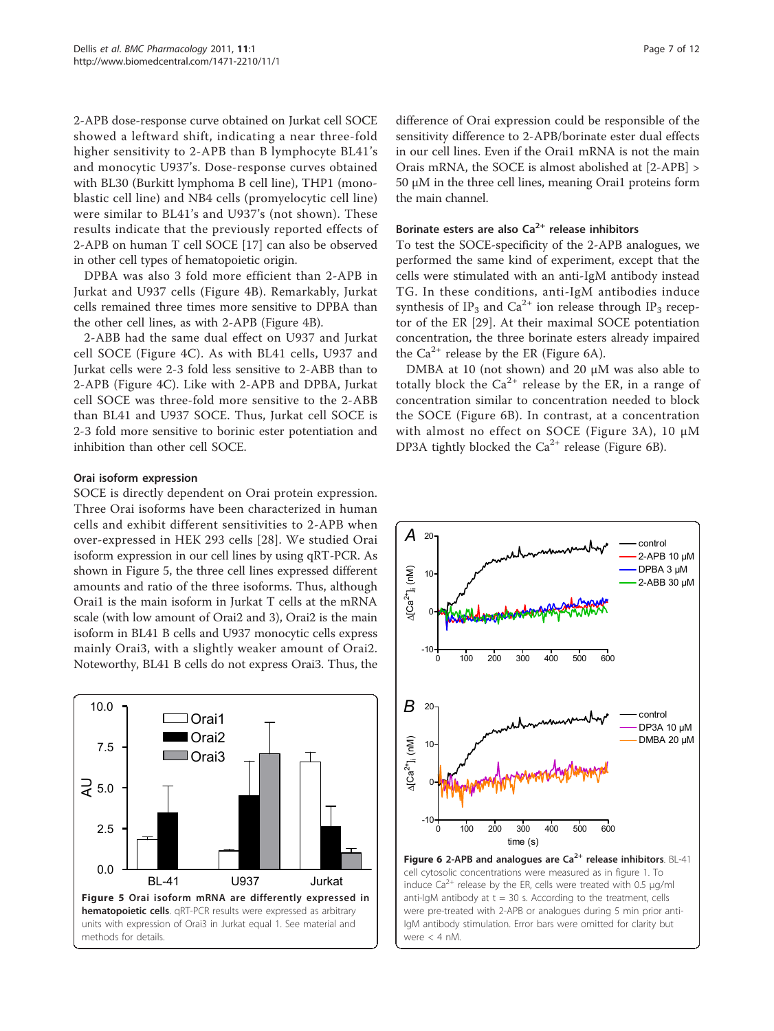2-APB dose-response curve obtained on Jurkat cell SOCE showed a leftward shift, indicating a near three-fold higher sensitivity to 2-APB than B lymphocyte BL41's and monocytic U937's. Dose-response curves obtained with BL30 (Burkitt lymphoma B cell line), THP1 (monoblastic cell line) and NB4 cells (promyelocytic cell line) were similar to BL41's and U937's (not shown). These results indicate that the previously reported effects of 2-APB on human T cell SOCE [17] can also be observed in other cell types of hematopoietic origin.

DPBA was also 3 fold more efficient than 2-APB in Jurkat and U937 cells (Figure 4B). Remarkably, Jurkat cells remained three times more sensitive to DPBA than the other cell lines, as with 2-APB (Figure 4B).

2-ABB had the same dual effect on U937 and Jurkat cell SOCE (Figure 4C). As with BL41 cells, U937 and Jurkat cells were 2-3 fold less sensitive to 2-ABB than to 2-APB (Figure 4C). Like with 2-APB and DPBA, Jurkat cell SOCE was three-fold more sensitive to the 2-ABB than BL41 and U937 SOCE. Thus, Jurkat cell SOCE is 2-3 fold more sensitive to borinic ester potentiation and inhibition than other cell SOCE.

### Orai isoform expression

SOCE is directly dependent on Orai protein expression. Three Orai isoforms have been characterized in human cells and exhibit different sensitivities to 2-APB when over-expressed in HEK 293 cells [28]. We studied Orai isoform expression in our cell lines by using qRT-PCR. As shown in Figure 5, the three cell lines expressed different amounts and ratio of the three isoforms. Thus, although Orai1 is the main isoform in Jurkat T cells at the mRNA scale (with low amount of Orai2 and 3), Orai2 is the main isoform in BL41 B cells and U937 monocytic cells express mainly Orai3, with a slightly weaker amount of Orai2. Noteworthy, BL41 B cells do not express Orai3. Thus, the difference of Orai expression could be responsible of the sensitivity difference to 2-APB/borinate ester dual effects in our cell lines. Even if the Orai1 mRNA is not the main Orais mRNA, the SOCE is almost abolished at [2-APB] > 50 μM in the three cell lines, meaning Orai1 proteins form the main channel.

**Figure 5 Orai isoform mRNA are differently expressed in hematopoietic cells**. qRT-PCR results were expressed as arbitrary units with expression of Orai3 in Jurkat equal 1. See material and methods for details.

### Borinate esters are also $Ca^{2+}$ release inhibitors

To test the SOCE-specificity of the 2-APB analogues, we performed the same kind of experiment, except that the cells were stimulated with an anti-IgM antibody instead TG. In these conditions, anti-IgM antibodies induce synthesis of $IP_3$ and $Ca^{2+}$ ion release through $IP_3$ receptor of the ER [29]. At their maximal SOCE potentiation concentration, the three borinate esters already impaired the $Ca^{2+}$ release by the ER (Figure 6A).

DMBA at 10 (not shown) and 20 μM was also able to totally block the $Ca^{2+}$ release by the ER, in a range of concentration similar to concentration needed to block the SOCE (Figure 6B). In contrast, at a concentration with almost no effect on SOCE (Figure 3A), 10 μM DP3A tightly blocked the $Ca^{2+}$ release (Figure 6B).

**Figure 6 2-APB and analogues are $Ca^{2+}$ release inhibitors**. BL-41 cell cytosolic concentrations were measured as in figure 1. To induce $Ca^{2+}$ release by the ER, cells were treated with 0.5 μg/ml anti-IgM antibody at t = 30 s. According to the treatment, cells were pre-treated with 2-APB or analogues during 5 min prior anti-IgM antibody stimulation. Error bars were omitted for clarity but were < 4 nM.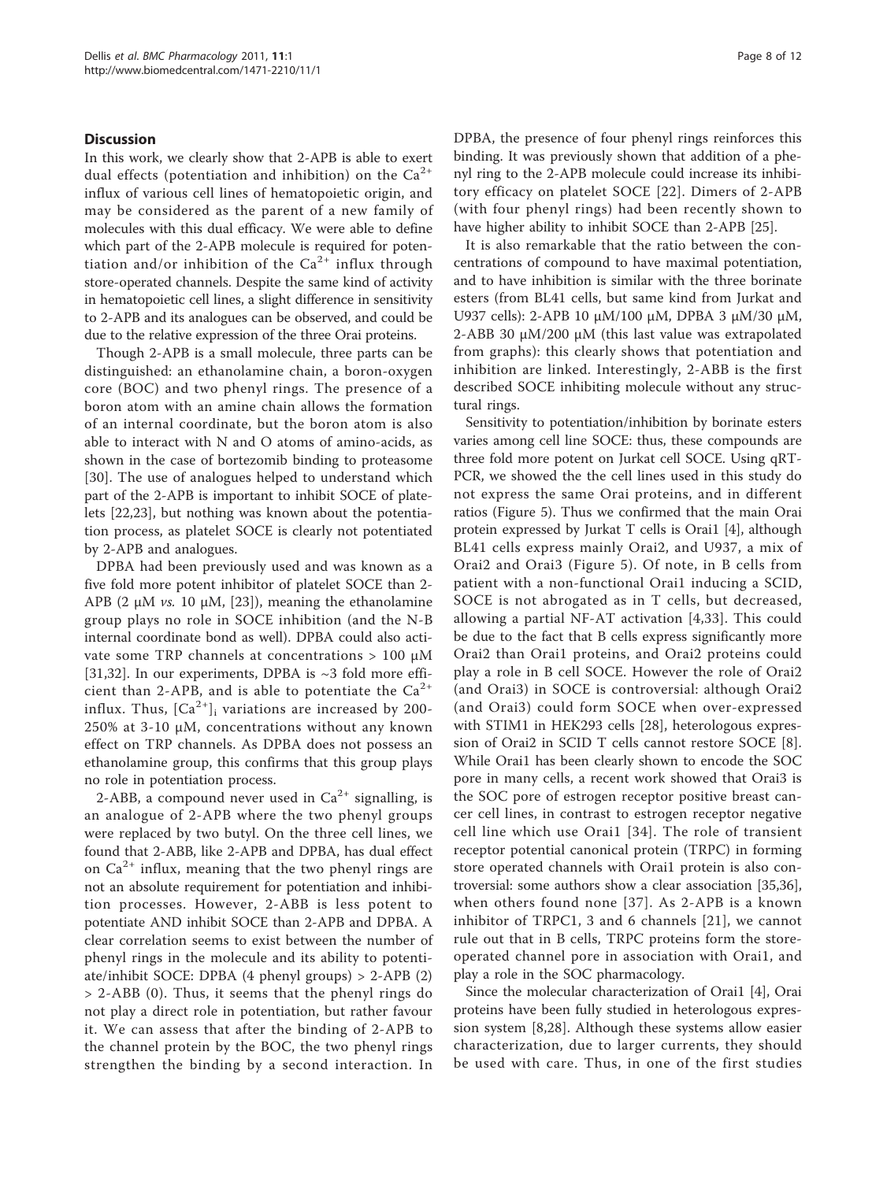## Discussion

In this work, we clearly show that 2-APB is able to exert dual effects (potentiation and inhibition) on the $Ca^{2+}$ influx of various cell lines of hematopoietic origin, and may be considered as the parent of a new family of molecules with this dual efficacy. We were able to define which part of the 2-APB molecule is required for potentiation and/or inhibition of the $Ca^{2+}$ influx through store-operated channels. Despite the same kind of activity in hematopoietic cell lines, a slight difference in sensitivity to 2-APB and its analogues can be observed, and could be due to the relative expression of the three Orai proteins.

Though 2-APB is a small molecule, three parts can be distinguished: an ethanolamine chain, a boron-oxygen core (BOC) and two phenyl rings. The presence of a boron atom with an amine chain allows the formation of an internal coordinate, but the boron atom is also able to interact with N and O atoms of amino-acids, as shown in the case of bortezomib binding to proteasome [30]. The use of analogues helped to understand which part of the 2-APB is important to inhibit SOCE of platelets [22,23], but nothing was known about the potentiation process, as platelet SOCE is clearly not potentiated by 2-APB and analogues.

DPBA had been previously used and was known as a five fold more potent inhibitor of platelet SOCE than 2-APB (2 μM *vs.* 10 μM, [23]), meaning the ethanolamine group plays no role in SOCE inhibition (and the N-B internal coordinate bond as well). DPBA could also activate some TRP channels at concentrations > 100 μM [31,32]. In our experiments, DPBA is ~3 fold more efficient than 2-APB, and is able to potentiate the $Ca^{2+}$ influx. Thus, $[Ca^{2+}]_i$ variations are increased by 200-250% at 3-10 μM, concentrations without any known effect on TRP channels. As DPBA does not possess an ethanolamine group, this confirms that this group plays no role in potentiation process.

2-ABB, a compound never used in $Ca^{2+}$ signalling, is an analogue of 2-APB where the two phenyl groups were replaced by two butyl. On the three cell lines, we found that 2-ABB, like 2-APB and DPBA, has dual effect on $Ca^{2+}$ influx, meaning that the two phenyl rings are not an absolute requirement for potentiation and inhibition processes. However, 2-ABB is less potent to potentiate AND inhibit SOCE than 2-APB and DPBA. A clear correlation seems to exist between the number of phenyl rings in the molecule and its ability to potentiate/inhibit SOCE: DPBA (4 phenyl groups) > 2-APB (2) > 2-ABB (0). Thus, it seems that the phenyl rings do not play a direct role in potentiation, but rather favour it. We can assess that after the binding of 2-APB to the channel protein by the BOC, the two phenyl rings strengthen the binding by a second interaction. In DPBA, the presence of four phenyl rings reinforces this binding. It was previously shown that addition of a phenyl ring to the 2-APB molecule could increase its inhibitory efficacy on platelet SOCE [22]. Dimers of 2-APB (with four phenyl rings) had been recently shown to have higher ability to inhibit SOCE than 2-APB [25].

It is also remarkable that the ratio between the concentrations of compound to have maximal potentiation, and to have inhibition is similar with the three borinate esters (from BL41 cells, but same kind from Jurkat and U937 cells): 2-APB 10 μM/100 μM, DPBA 3 μM/30 μM, 2-ABB 30 μM/200 μM (this last value was extrapolated from graphs): this clearly shows that potentiation and inhibition are linked. Interestingly, 2-ABB is the first described SOCE inhibiting molecule without any structural rings.

Sensitivity to potentiation/inhibition by borinate esters varies among cell line SOCE: thus, these compounds are three fold more potent on Jurkat cell SOCE. Using qRT-PCR, we showed the the cell lines used in this study do not express the same Orai proteins, and in different ratios (Figure 5). Thus we confirmed that the main Orai protein expressed by Jurkat T cells is Orai1 [4], although BL41 cells express mainly Orai2, and U937, a mix of Orai2 and Orai3 (Figure 5). Of note, in B cells from patient with a non-functional Orai1 inducing a SCID, SOCE is not abrogated as in T cells, but decreased, allowing a partial NF-AT activation [4,33]. This could be due to the fact that B cells express significantly more Orai2 than Orai1 proteins, and Orai2 proteins could play a role in B cell SOCE. However the role of Orai2 (and Orai3) in SOCE is controversial: although Orai2 (and Orai3) could form SOCE when over-expressed with STIM1 in HEK293 cells [28], heterologous expression of Orai2 in SCID T cells cannot restore SOCE [8]. While Orai1 has been clearly shown to encode the SOC pore in many cells, a recent work showed that Orai3 is the SOC pore of estrogen receptor positive breast cancer cell lines, in contrast to estrogen receptor negative cell line which use Orai1 [34]. The role of transient receptor potential canonical protein (TRPC) in forming store operated channels with Orai1 protein is also controversial: some authors show a clear association [35,36], when others found none [37]. As 2-APB is a known inhibitor of TRPC1, 3 and 6 channels [21], we cannot rule out that in B cells, TRPC proteins form the store-operated channel pore in association with Orai1, and play a role in the SOC pharmacology.

Since the molecular characterization of Orai1 [4], Orai proteins have been fully studied in heterologous expression system [8,28]. Although these systems allow easier characterization, due to larger currents, they should be used with care. Thus, in one of the first studies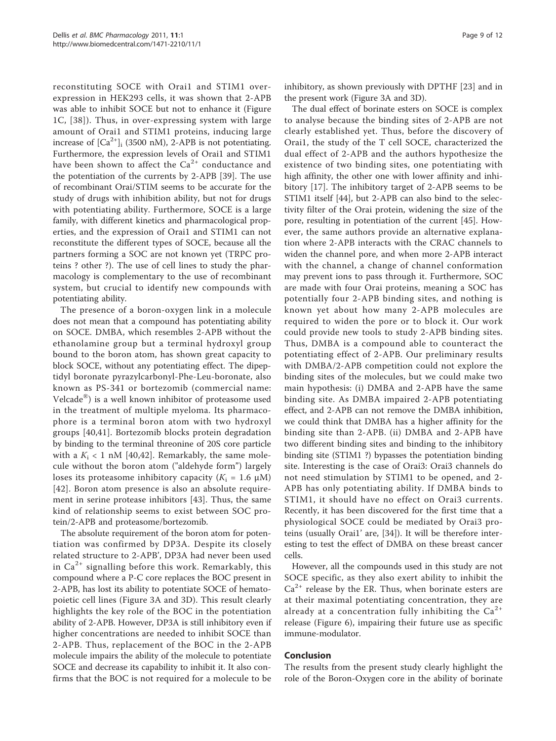reconstituting SOCE with Orai1 and STIM1 over-expression in HEK293 cells, it was shown that 2-APB was able to inhibit SOCE but not to enhance it (Figure 1C, [38]). Thus, in over-expressing system with large amount of Orai1 and STIM1 proteins, inducing large increase of $[Ca^{2+}]_i$ (3500 nM), 2-APB is not potentiating. Furthermore, the expression levels of Orai1 and STIM1 have been shown to affect the $Ca^{2+}$ conductance and the potentiation of the currents by 2-APB [39]. The use of recombinant Orai/STIM seems to be accurate for the study of drugs with inhibition ability, but not for drugs with potentiating ability. Furthermore, SOCE is a large family, with different kinetics and pharmacological properties, and the expression of Orai1 and STIM1 can not reconstitute the different types of SOCE, because all the partners forming a SOC are not known yet (TRPC proteins ? other ?). The use of cell lines to study the pharmacology is complementary to the use of recombinant system, but crucial to identify new compounds with potentiating ability.

The presence of a boron-oxygen link in a molecule does not mean that a compound has potentiating ability on SOCE. DMBA, which resembles 2-APB without the ethanolamine group but a terminal hydroxyl group bound to the boron atom, has shown great capacity to block SOCE, without any potentiating effect. The dipeptidyl boronate pyrazylcarbonyl-Phe-Leu-boronate, also known as PS-341 or bortezomib (commercial name: Velcade®) is a well known inhibitor of proteasome used in the treatment of multiple myeloma. Its pharmacophore is a terminal boron atom with two hydroxyl groups [40,41]. Bortezomib blocks protein degradation by binding to the terminal threonine of 20S core particle with a $K_i$ < 1 nM [40,42]. Remarkably, the same molecule without the boron atom ("aldehyde form") largely loses its proteasome inhibitory capacity ($K_i$ = 1.6 μM) [42]. Boron atom presence is also an absolute requirement in serine protease inhibitors [43]. Thus, the same kind of relationship seems to exist between SOC protein/2-APB and proteasome/bortezomib.

The absolute requirement of the boron atom for potentiation was confirmed by DP3A. Despite its closely related structure to 2-APB', DP3A had never been used in $Ca^{2+}$ signalling before this work. Remarkably, this compound where a P-C core replaces the BOC present in 2-APB, has lost its ability to potentiate SOCE of hematopoietic cell lines (Figure 3A and 3D). This result clearly highlights the key role of the BOC in the potentiation ability of 2-APB. However, DP3A is still inhibitory even if higher concentrations are needed to inhibit SOCE than 2-APB. Thus, replacement of the BOC in the 2-APB molecule impairs the ability of the molecule to potentiate SOCE and decrease its capability to inhibit it. It also confirms that the BOC is not required for a molecule to be inhibitory, as shown previously with DPTHF [23] and in the present work (Figure 3A and 3D).

The dual effect of borinate esters on SOCE is complex to analyse because the binding sites of 2-APB are not clearly established yet. Thus, before the discovery of Orai1, the study of the T cell SOCE, characterized the dual effect of 2-APB and the authors hypothesize the existence of two binding sites, one potentiating with high affinity, the other one with lower affinity and inhibitory [17]. The inhibitory target of 2-APB seems to be STIM1 itself [44], but 2-APB can also bind to the selectivity filter of the Orai protein, widening the size of the pore, resulting in potentiation of the current [45]. However, the same authors provide an alternative explanation where 2-APB interacts with the CRAC channels to widen the channel pore, and when more 2-APB interact with the channel, a change of channel conformation may prevent ions to pass through it. Furthermore, SOC are made with four Orai proteins, meaning a SOC has potentially four 2-APB binding sites, and nothing is known yet about how many 2-APB molecules are required to widen the pore or to block it. Our work could provide new tools to study 2-APB binding sites. Thus, DMBA is a compound able to counteract the potentiating effect of 2-APB. Our preliminary results with DMBA/2-APB competition could not explore the binding sites of the molecules, but we could make two main hypothesis: (i) DMBA and 2-APB have the same binding site. As DMBA impaired 2-APB potentiating effect, and 2-APB can not remove the DMBA inhibition, we could think that DMBA has a higher affinity for the binding site than 2-APB. (ii) DMBA and 2-APB have two different binding sites and binding to the inhibitory binding site (STIM1 ?) bypasses the potentiation binding site. Interesting is the case of Orai3: Orai3 channels do not need stimulation by STIM1 to be opened, and 2-APB has only potentiating ability. If DMBA binds to STIM1, it should have no effect on Orai3 currents. Recently, it has been discovered for the first time that a physiological SOCE could be mediated by Orai3 proteins (usually Orai1' are, [34]). It will be therefore interesting to test the effect of DMBA on these breast cancer cells.

However, all the compounds used in this study are not SOCE specific, as they also exert ability to inhibit the $Ca^{2+}$ release by the ER. Thus, when borinate esters are at their maximal potentiating concentration, they are already at a concentration fully inhibiting the $Ca^{2+}$ release (Figure 6), impairing their future use as specific immune-modulator.

## Conclusion

The results from the present study clearly highlight the role of the Boron-Oxygen core in the ability of borinate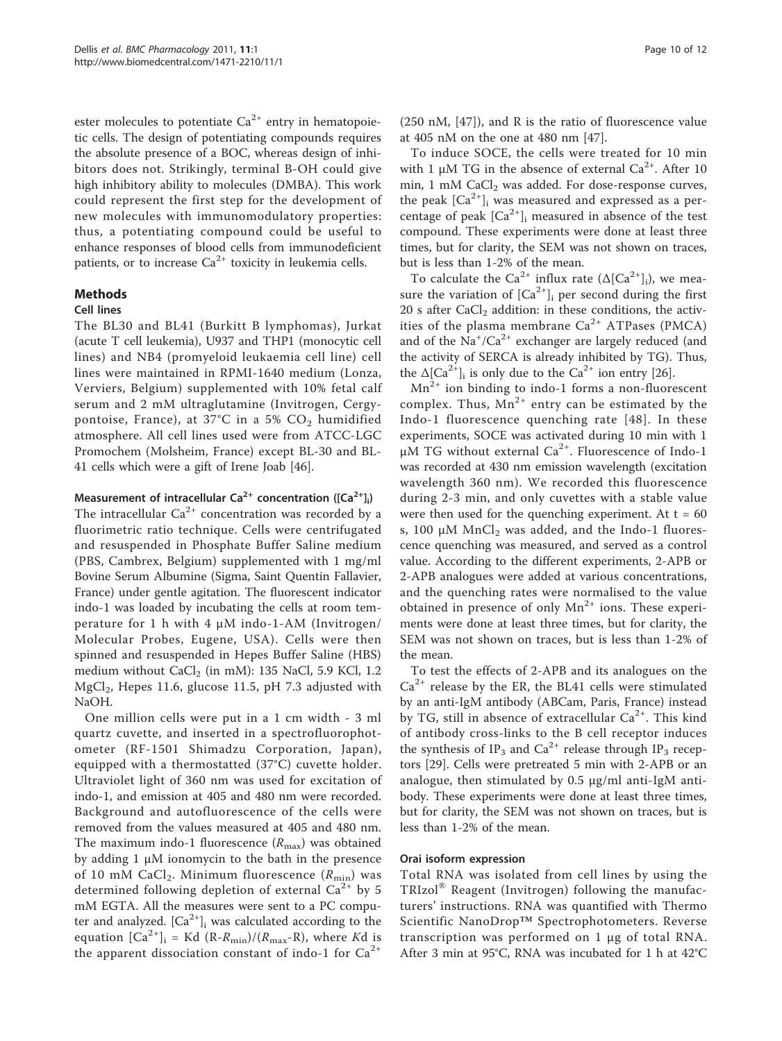ester molecules to potentiate $Ca^{2+}$ entry in hematopoietic cells. The design of potentiating compounds requires the absolute presence of a BOC, whereas design of inhibitors does not. Strikingly, terminal B-OH could give high inhibitory ability to molecules (DMBA). This work could represent the first step for the development of new molecules with immunomodulatory properties: thus, a potentiating compound could be useful to enhance responses of blood cells from immunodeficient patients, or to increase $Ca^{2+}$ toxicity in leukemia cells.

## Methods

### Cell lines

The BL30 and BL41 (Burkitt B lymphomas), Jurkat (acute T cell leukemia), U937 and THP1 (monocytic cell lines) and NB4 (promyeloid leukaemia cell line) cell lines were maintained in RPMI-1640 medium (Lonza, Verviers, Belgium) supplemented with 10% fetal calf serum and 2 mM ultraglutamine (Invitrogen, Cergy-pontoise, France), at 37°C in a 5% $CO_2$ humidified atmosphere. All cell lines used were from ATCC-LGC Promochem (Molsheim, France) except BL-30 and BL-41 cells which were a gift of Irene Joab [46].

### Measurement of intracellular $Ca^{2+}$ concentration ($[Ca^{2+}]_i$)

The intracellular $Ca^{2+}$ concentration was recorded by a fluorimetric ratio technique. Cells were centrifugated and resuspended in Phosphate Buffer Saline medium (PBS, Cambrex, Belgium) supplemented with 1 mg/ml Bovine Serum Albumine (Sigma, Saint Quentin Fallavier, France) under gentle agitation. The fluorescent indicator indo-1 was loaded by incubating the cells at room temperature for 1 h with 4 μM indo-1-AM (Invitrogen/Molecular Probes, Eugene, USA). Cells were then spinned and resuspended in Hepes Buffer Saline (HBS) medium without $CaCl_2$ (in mM): 135 NaCl, 5.9 KCl, 1.2 $MgCl_2$, Hepes 11.6, glucose 11.5, pH 7.3 adjusted with NaOH.

One million cells were put in a 1 cm width - 3 ml quartz cuvette, and inserted in a spectrofluorophotometer (RF-1501 Shimadzu Corporation, Japan), equipped with a thermostatted (37°C) cuvette holder. Ultraviolet light of 360 nm was used for excitation of indo-1, and emission at 405 and 480 nm were recorded. Background and autofluorescence of the cells were removed from the values measured at 405 and 480 nm. The maximum indo-1 fluorescence ($R_{max}$) was obtained by adding 1 μM ionomycin to the bath in the presence of 10 mM $CaCl_2$. Minimum fluorescence ($R_{min}$) was determined following depletion of external $Ca^{2+}$ by 5 mM EGTA. All the measures were sent to a PC computer and analyzed. $[Ca^{2+}]_i$ was calculated according to the equation $[Ca^{2+}]_i = Kd\ (R-R_{min})/(R_{max}-R)$, where $Kd$ is the apparent dissociation constant of indo-1 for $Ca^{2+}$ (250 nM, [47]), and R is the ratio of fluorescence value at 405 nM on the one at 480 nm [47].

To induce SOCE, the cells were treated for 10 min with 1 μM TG in the absence of external $Ca^{2+}$. After 10 min, 1 mM $CaCl_2$ was added. For dose-response curves, the peak $[Ca^{2+}]_i$ was measured and expressed as a percentage of peak $[Ca^{2+}]_i$ measured in absence of the test compound. These experiments were done at least three times, but for clarity, the SEM was not shown on traces, but is less than 1-2% of the mean.

To calculate the $Ca^{2+}$ influx rate ($\Delta[Ca^{2+}]_i$), we measure the variation of $[Ca^{2+}]_i$ per second during the first 20 s after $CaCl_2$ addition: in these conditions, the activities of the plasma membrane $Ca^{2+}$ ATPases (PMCA) and of the $Na^+/Ca^{2+}$ exchanger are largely reduced (and the activity of SERCA is already inhibited by TG). Thus, the $\Delta[Ca^{2+}]_i$ is only due to the $Ca^{2+}$ ion entry [26].

$Mn^{2+}$ ion binding to indo-1 forms a non-fluorescent complex. Thus, $Mn^{2+}$ entry can be estimated by the Indo-1 fluorescence quenching rate [48]. In these experiments, SOCE was activated during 10 min with 1 μM TG without external $Ca^{2+}$. Fluorescence of Indo-1 was recorded at 430 nm emission wavelength (excitation wavelength 360 nm). We recorded this fluorescence during 2-3 min, and only cuvettes with a stable value were then used for the quenching experiment. At t = 60 s, 100 μM $MnCl_2$ was added, and the Indo-1 fluorescence quenching was measured, and served as a control value. According to the different experiments, 2-APB or 2-APB analogues were added at various concentrations, and the quenching rates were normalised to the value obtained in presence of only $Mn^{2+}$ ions. These experiments were done at least three times, but for clarity, the SEM was not shown on traces, but is less than 1-2% of the mean.

To test the effects of 2-APB and its analogues on the $Ca^{2+}$ release by the ER, the BL41 cells were stimulated by an anti-IgM antibody (ABCam, Paris, France) instead by TG, still in absence of extracellular $Ca^{2+}$. This kind of antibody cross-links to the B cell receptor induces the synthesis of $IP_3$ and $Ca^{2+}$ release through $IP_3$ receptors [29]. Cells were pretreated 5 min with 2-APB or an analogue, then stimulated by 0.5 μg/ml anti-IgM antibody. These experiments were done at least three times, but for clarity, the SEM was not shown on traces, but is less than 1-2% of the mean.

### Orai isoform expression

Total RNA was isolated from cell lines by using the TRIzol® Reagent (Invitrogen) following the manufacturers' instructions. RNA was quantified with Thermo Scientific NanoDrop™ Spectrophotometers. Reverse transcription was performed on 1 μg of total RNA. After 3 min at 95°C, RNA was incubated for 1 h at 42°C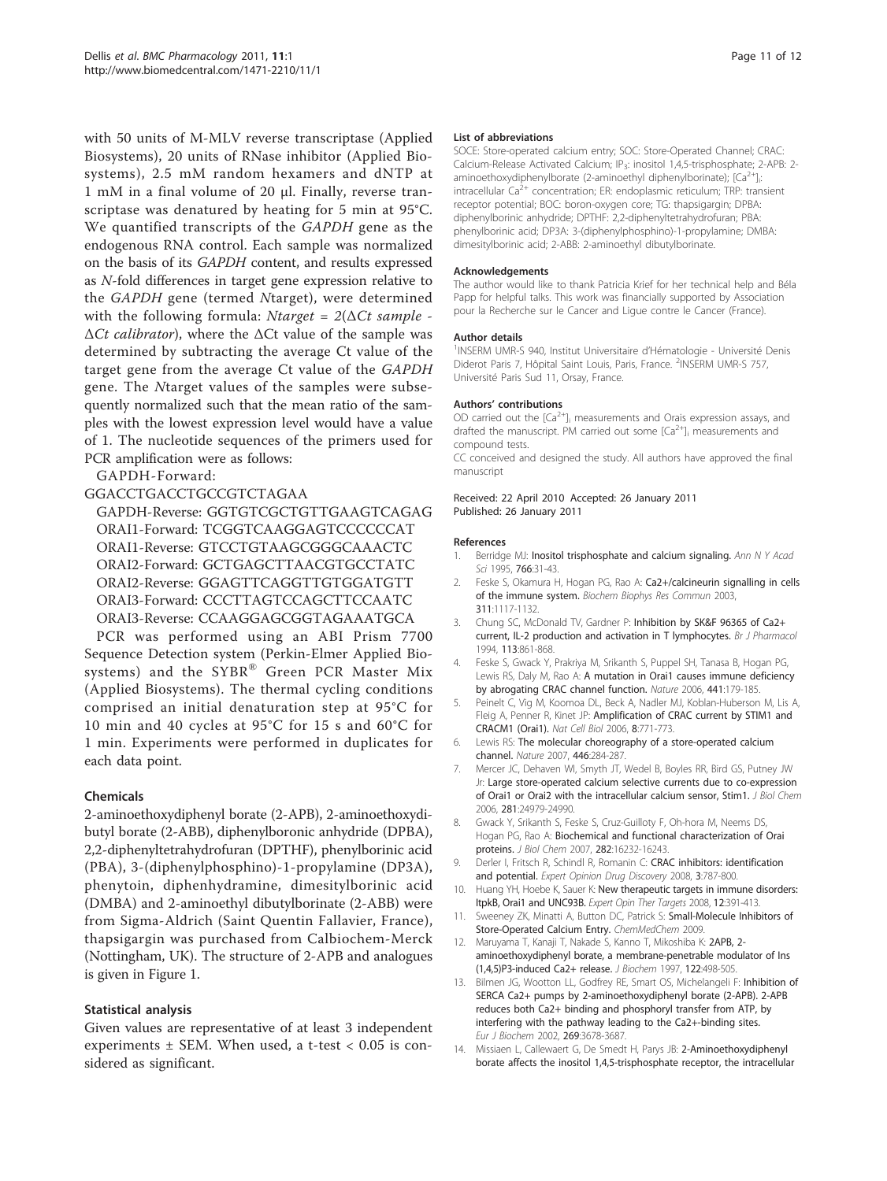with 50 units of M-MLV reverse transcriptase (Applied Biosystems), 20 units of RNase inhibitor (Applied Biosystems), 2.5 mM random hexamers and dNTP at 1 mM in a final volume of 20 μl. Finally, reverse transcriptase was denatured by heating for 5 min at 95°C. We quantified transcripts of the *GAPDH* gene as the endogenous RNA control. Each sample was normalized on the basis of its *GAPDH* content, and results expressed as *N*-fold differences in target gene expression relative to the *GAPDH* gene (termed *N*target), were determined with the following formula: *Ntarget* = 2(Δ*Ct sample* - Δ*Ct calibrator*), where the ΔCt value of the sample was determined by subtracting the average Ct value of the target gene from the average Ct value of the *GAPDH* gene. The *N*target values of the samples were subsequently normalized such that the mean ratio of the samples with the lowest expression level would have a value of 1. The nucleotide sequences of the primers used for PCR amplification were as follows:

GAPDH-Forward: GGACCTGACCTGCCGTCTAGAA
GAPDH-Reverse: GGTGTCGCTGTTGAAGTCAGAG
ORAI1-Forward: TCGGTCAAGGAGTCCCCCCAT
ORAI1-Reverse: GTCCTGTAAGCGGGCAAACTC
ORAI2-Forward: GCTGAGCTTAACGTGCCTATC
ORAI2-Reverse: GGAGTTCAGGTTGTGGATGTT
ORAI3-Forward: CCCTTAGTCCAGCTTCCAATC
ORAI3-Reverse: CCAAGGAGCGGTAGAAATGCA

PCR was performed using an ABI Prism 7700 Sequence Detection system (Perkin-Elmer Applied Biosystems) and the SYBR® Green PCR Master Mix (Applied Biosystems). The thermal cycling conditions comprised an initial denaturation step at 95°C for 10 min and 40 cycles at 95°C for 15 s and 60°C for 1 min. Experiments were performed in duplicates for each data point.

### Chemicals

2-aminoethoxydiphenyl borate (2-APB), 2-aminoethoxydibutyl borate (2-ABB), diphenylboronic anhydride (DPBA), 2,2-diphenyltetrahydrofuran (DPTHF), phenylborinic acid (PBA), 3-(diphenylphosphino)-1-propylamine (DP3A), phenytoin, diphenhydramine, dimesitylborinic acid (DMBA) and 2-aminoethyl dibutylborinate (2-ABB) were from Sigma-Aldrich (Saint Quentin Fallavier, France), thapsigargin was purchased from Calbiochem-Merck (Nottingham, UK). The structure of 2-APB and analogues is given in Figure 1.

### Statistical analysis

Given values are representative of at least 3 independent experiments ± SEM. When used, a t-test < 0.05 is considered as significant.

### List of abbreviations

SOCE: Store-operated calcium entry; SOC: Store-Operated Channel; CRAC: Calcium-Release Activated Calcium; $IP_3$: inositol 1,4,5-trisphosphate; 2-APB: 2-aminoethoxydiphenylborate (2-aminoethyl diphenylborinate); $[Ca^{2+}]_i$: intracellular $Ca^{2+}$ concentration; ER: endoplasmic reticulum; TRP: transient receptor potential; BOC: boron-oxygen core; TG: thapsigargin; DPBA: diphenylborinic anhydride; DPTHF: 2,2-diphenyltetrahydrofuran; PBA: phenylborinic acid; DP3A: 3-(diphenylphosphino)-1-propylamine; DMBA: dimesitylborinic acid; 2-ABB: 2-aminoethyl dibutylborinate.

### Acknowledgements

The author would like to thank Patricia Krief for her technical help and Béla Papp for helpful talks. This work was financially supported by Association pour la Recherche sur le Cancer and Ligue contre le Cancer (France).

### Author details

[1]INSERM UMR-S 940, Institut Universitaire d'Hématologie - Université Denis Diderot Paris 7, Hôpital Saint Louis, Paris, France. [2]INSERM UMR-S 757, Université Paris Sud 11, Orsay, France.

### Authors' contributions

OD carried out the $[Ca^{2+}]_i$ measurements and Orais expression assays, and drafted the manuscript. PM carried out some $[Ca^{2+}]_i$ measurements and compound tests.
CC conceived and designed the study. All authors have approved the final manuscript

Received: 22 April 2010 Accepted: 26 January 2011
Published: 26 January 2011

### References

1. Berridge MJ: **Inositol trisphosphate and calcium signaling.** *Ann N Y Acad Sci* 1995, **766**:31-43.
2. Feske S, Okamura H, Hogan PG, Rao A: **Ca2+/calcineurin signalling in cells of the immune system.** *Biochem Biophys Res Commun* 2003, **311**:1117-1132.
3. Chung SC, McDonald TV, Gardner P: **Inhibition by SK&F 96365 of Ca2+ current, IL-2 production and activation in T lymphocytes.** *Br J Pharmacol* 1994, **113**:861-868.
4. Feske S, Gwack Y, Prakriya M, Srikanth S, Puppel SH, Tanasa B, Hogan PG, Lewis RS, Daly M, Rao A: **A mutation in Orai1 causes immune deficiency by abrogating CRAC channel function.** *Nature* 2006, **441**:179-185.
5. Peinelt C, Vig M, Koomoa DL, Beck A, Nadler MJ, Koblan-Huberson M, Lis A, Fleig A, Penner R, Kinet JP: **Amplification of CRAC current by STIM1 and CRACM1 (Orai1).** *Nat Cell Biol* 2006, **8**:771-773.
6. Lewis RS: **The molecular choreography of a store-operated calcium channel.** *Nature* 2007, **446**:284-287.
7. Mercer JC, Dehaven WI, Smyth JT, Wedel B, Boyles RR, Bird GS, Putney JW Jr: **Large store-operated calcium selective currents due to co-expression of Orai1 or Orai2 with the intracellular calcium sensor, Stim1.** *J Biol Chem* 2006, **281**:24979-24990.
8. Gwack Y, Srikanth S, Feske S, Cruz-Guilloty F, Oh-hora M, Neems DS, Hogan PG, Rao A: **Biochemical and functional characterization of Orai proteins.** *J Biol Chem* 2007, **282**:16232-16243.
9. Derler I, Fritsch R, Schindl R, Romanin C: **CRAC inhibitors: identification and potential.** *Expert Opinion Drug Discovery* 2008, **3**:787-800.
10. Huang YH, Hoebe K, Sauer K: **New therapeutic targets in immune disorders: ItpkB, Orai1 and UNC93B.** *Expert Opin Ther Targets* 2008, **12**:391-413.
11. Sweeney ZK, Minatti A, Button DC, Patrick S: **Small-Molecule Inhibitors of Store-Operated Calcium Entry.** *ChemMedChem* 2009.
12. Maruyama T, Kanaji T, Nakade S, Kanno T, Mikoshiba K: **2APB, 2-aminoethoxydiphenyl borate, a membrane-penetrable modulator of Ins (1,4,5)P3-induced Ca2+ release.** *J Biochem* 1997, **122**:498-505.
13. Bilmen JG, Wootton LL, Godfrey RE, Smart OS, Michelangeli F: **Inhibition of SERCA Ca2+ pumps by 2-aminoethoxydiphenyl borate (2-APB). 2-APB reduces both Ca2+ binding and phosphoryl transfer from ATP, by interfering with the pathway leading to the Ca2+-binding sites.** *Eur J Biochem* 2002, **269**:3678-3687.
14. Missiaen L, Callewaert G, De Smedt H, Parys JB: **2-Aminoethoxydiphenyl borate affects the inositol 1,4,5-trisphosphate receptor, the intracellular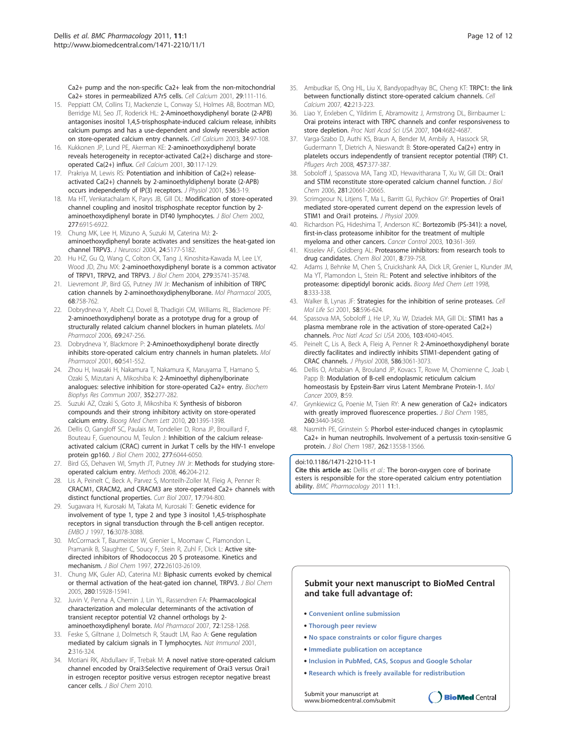Ca2+ pump and the non-specific Ca2+ leak from the non-mitochondrial Ca2+ stores in permeabilized A7r5 cells. *Cell Calcium* 2001, 29:111-116.

15. Peppiatt CM, Collins TJ, Mackenzie L, Conway SJ, Holmes AB, Bootman MD, Berridge MJ, Seo JT, Roderick HL: **2-Aminoethoxydiphenyl borate (2-APB) antagonises inositol 1,4,5-trisphosphate-induced calcium release, inhibits calcium pumps and has a use-dependent and slowly reversible action on store-operated calcium entry channels.** *Cell Calcium* 2003, 34:97-108.
16. Kukkonen JP, Lund PE, Akerman KE: **2-aminoethoxydiphenyl borate reveals heterogeneity in receptor-activated Ca(2+) discharge and store-operated Ca(2+) influx.** *Cell Calcium* 2001, 30:117-129.
17. Prakriya M, Lewis RS: **Potentiation and inhibition of Ca(2+) release-activated Ca(2+) channels by 2-aminoethyldiphenyl borate (2-APB) occurs independently of IP(3) receptors.** *J Physiol* 2001, 536:3-19.
18. Ma HT, Venkatachalam K, Parys JB, Gill DL: **Modification of store-operated channel coupling and inositol trisphosphate receptor function by 2-aminoethoxydiphenyl borate in DT40 lymphocytes.** *J Biol Chem* 2002, 277:6915-6922.
19. Chung MK, Lee H, Mizuno A, Suzuki M, Caterina MJ: **2-aminoethoxydiphenyl borate activates and sensitizes the heat-gated ion channel TRPV3.** *J Neurosci* 2004, 24:5177-5182.
20. Hu HZ, Gu Q, Wang C, Colton CK, Tang J, Kinoshita-Kawada M, Lee LY, Wood JD, Zhu MX: **2-aminoethoxydiphenyl borate is a common activator of TRPV1, TRPV2, and TRPV3.** *J Biol Chem* 2004, 279:35741-35748.
21. Lievremont JP, Bird GS, Putney JW Jr: **Mechanism of inhibition of TRPC cation channels by 2-aminoethoxydiphenylborane.** *Mol Pharmacol* 2005, 68:758-762.
22. Dobrydneva Y, Abelt CJ, Dovel B, Thadigiri CM, Williams RL, Blackmore PF: **2-aminoethoxydiphenyl borate as a prototype drug for a group of structurally related calcium channel blockers in human platelets.** *Mol Pharmacol* 2006, 69:247-256.
23. Dobrydneva Y, Blackmore P: **2-Aminoethoxydiphenyl borate directly inhibits store-operated calcium entry channels in human platelets.** *Mol Pharmacol* 2001, 60:541-552.
24. Zhou H, Iwasaki H, Nakamura T, Nakamura K, Maruyama T, Hamano S, Ozaki S, Mizutani A, Mikoshiba K: **2-Aminoethyl diphenylborinate analogues: selective inhibition for store-operated Ca2+ entry.** *Biochem Biophys Res Commun* 2007, 352:277-282.
25. Suzuki AZ, Ozaki S, Goto JI, Mikoshiba K: **Synthesis of bisboron compounds and their strong inhibitory activity on store-operated calcium entry.** *Bioorg Med Chem Lett* 2010, 20:1395-1398.
26. Dellis O, Gangloff SC, Paulais M, Tondelier D, Rona JP, Brouillard F, Bouteau F, Guenounou M, Teulon J: **Inhibition of the calcium release-activated calcium (CRAC) current in Jurkat T cells by the HIV-1 envelope protein gp160.** *J Biol Chem* 2002, 277:6044-6050.
27. Bird GS, Dehaven WI, Smyth JT, Putney JW Jr: **Methods for studying store-operated calcium entry.** *Methods* 2008, 46:204-212.
28. Lis A, Peinelt C, Beck A, Parvez S, Monteilh-Zoller M, Fleig A, Penner R: **CRACM1, CRACM2, and CRACM3 are store-operated Ca2+ channels with distinct functional properties.** *Curr Biol* 2007, 17:794-800.
29. Sugawara H, Kurosaki M, Takata M, Kurosaki T: **Genetic evidence for involvement of type 1, type 2 and type 3 inositol 1,4,5-trisphosphate receptors in signal transduction through the B-cell antigen receptor.** *EMBO J* 1997, 16:3078-3088.
30. McCormack T, Baumeister W, Grenier L, Moomaw C, Plamondon L, Pramanik B, Slaughter C, Soucy F, Stein R, Zuhl F, Dick L: **Active site-directed inhibitors of Rhodococcus 20 S proteasome. Kinetics and mechanism.** *J Biol Chem* 1997, 272:26103-26109.
31. Chung MK, Guler AD, Caterina MJ: **Biphasic currents evoked by chemical or thermal activation of the heat-gated ion channel, TRPV3.** *J Biol Chem* 2005, 280:15928-15941.
32. Juvin V, Penna A, Chemin J, Lin YL, Rassendren FA: **Pharmacological characterization and molecular determinants of the activation of transient receptor potential V2 channel orthologs by 2-aminoethoxydiphenyl borate.** *Mol Pharmacol* 2007, 72:1258-1268.
33. Feske S, Giltnane J, Dolmetsch R, Staudt LM, Rao A: **Gene regulation mediated by calcium signals in T lymphocytes.** *Nat Immunol* 2001, 2:316-324.
34. Motiani RK, Abdullaev IF, Trebak M: **A novel native store-operated calcium channel encoded by Orai3:Selective requirement of Orai3 versus Orai1 in estrogen receptor positive versus estrogen receptor negative breast cancer cells.** *J Biol Chem* 2010.
35. Ambudkar IS, Ong HL, Liu X, Bandyopadhyay BC, Cheng KT: **TRPC1: the link between functionally distinct store-operated calcium channels.** *Cell Calcium* 2007, 42:213-223.
36. Liao Y, Erxleben C, Yildirim E, Abramowitz J, Armstrong DL, Birnbaumer L: **Orai proteins interact with TRPC channels and confer responsiveness to store depletion.** *Proc Natl Acad Sci USA* 2007, 104:4682-4687.
37. Varga-Szabo D, Authi KS, Braun A, Bender M, Ambily A, Hassock SR, Gudermann T, Dietrich A, Nieswandt B: **Store-operated Ca(2+) entry in platelets occurs independently of transient receptor potential (TRP) C1.** *Pflugers Arch* 2008, 457:377-387.
38. Soboloff J, Spassova MA, Tang XD, Hewavitharana T, Xu W, Gill DL: **Orai1 and STIM reconstitute store-operated calcium channel function.** *J Biol Chem* 2006, 281:20661-20665.
39. Scrimgeour N, Litjens T, Ma L, Barritt GJ, Rychkov GY: **Properties of Orai1 mediated store-operated current depend on the expression levels of STIM1 and Orai1 proteins.** *J Physiol* 2009.
40. Richardson PG, Hideshima T, Anderson KC: **Bortezomib (PS-341): a novel, first-in-class proteasome inhibitor for the treatment of multiple myeloma and other cancers.** *Cancer Control* 2003, 10:361-369.
41. Kisselev AF, Goldberg AL: **Proteasome inhibitors: from research tools to drug candidates.** *Chem Biol* 2001, 8:739-758.
42. Adams J, Behnke M, Chen S, Cruickshank AA, Dick LR, Grenier L, Klunder JM, Ma YT, Plamondon L, Stein RL: **Potent and selective inhibitors of the proteasome: dipeptidyl boronic acids.** *Bioorg Med Chem Lett* 1998, 8:333-338.
43. Walker B, Lynas JF: **Strategies for the inhibition of serine proteases.** *Cell Mol Life Sci* 2001, 58:596-624.
44. Spassova MA, Soboloff J, He LP, Xu W, Dziadek MA, Gill DL: **STIM1 has a plasma membrane role in the activation of store-operated Ca(2+) channels.** *Proc Natl Acad Sci USA* 2006, 103:4040-4045.
45. Peinelt C, Lis A, Beck A, Fleig A, Penner R: **2-Aminoethoxydiphenyl borate directly facilitates and indirectly inhibits STIM1-dependent gating of CRAC channels.** *J Physiol* 2008, 586:3061-3073.
46. Dellis O, Arbabian A, Brouland JP, Kovacs T, Rowe M, Chomienne C, Joab I, Papp B: **Modulation of B-cell endoplasmic reticulum calcium homeostasis by Epstein-Barr virus Latent Membrane Protein-1.** *Mol Cancer* 2009, 8:59.
47. Grynkiewicz G, Poenie M, Tsien RY: **A new generation of Ca2+ indicators with greatly improved fluorescence properties.** *J Biol Chem* 1985, 260:3440-3450.
48. Nasmith PE, Grinstein S: **Phorbol ester-induced changes in cytoplasmic Ca2+ in human neutrophils. Involvement of a pertussis toxin-sensitive G protein.** *J Biol Chem* 1987, 262:13558-13566.

doi:10.1186/1471-2210-11-1

**Cite this article as:** Dellis *et al.*: The boron-oxygen core of borinate esters is responsible for the store-operated calcium entry potentiation ability. *BMC Pharmacology* 2011 11:1.